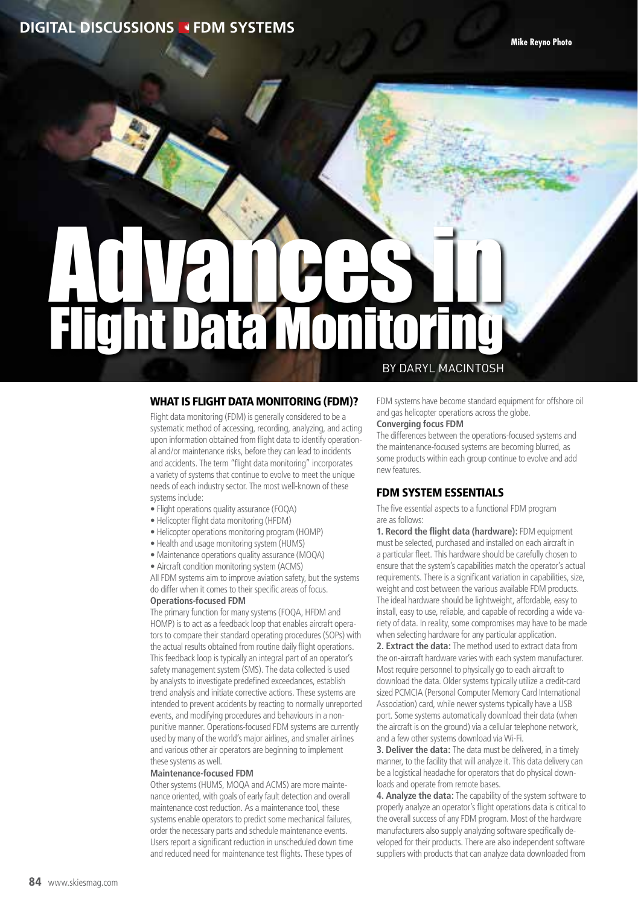# Advances in Flight Data Monitoring

BY DARYL MACINTOSH

Mike Reyno Photo

## WHAT IS FLIGHT DATA MONITORING (FDM)?

Flight data monitoring (FDM) is generally considered to be a systematic method of accessing, recording, analyzing, and acting upon information obtained from flight data to identify operational and/or maintenance risks, before they can lead to incidents and accidents. The term "flight data monitoring" incorporates a variety of systems that continue to evolve to meet the unique needs of each industry sector. The most well-known of these systems include:

- Flight operations quality assurance (FOQA)
- Helicopter flight data monitoring (HFDM)
- Helicopter operations monitoring program (HOMP)
- Health and usage monitoring system (HUMS)
- Maintenance operations quality assurance (MOQA)
- Aircraft condition monitoring system (ACMS)

All FDM systems aim to improve aviation safety, but the systems do differ when it comes to their specific areas of focus.

**Operations-focused FDM**

The primary function for many systems (FOQA, HFDM and HOMP) is to act as a feedback loop that enables aircraft operators to compare their standard operating procedures (SOPs) with the actual results obtained from routine daily flight operations. This feedback loop is typically an integral part of an operator's safety management system (SMS). The data collected is used by analysts to investigate predefined exceedances, establish trend analysis and initiate corrective actions. These systems are intended to prevent accidents by reacting to normally unreported events, and modifying procedures and behaviours in a non-punitive manner. Operations-focused FDM systems are currently used by many of the world's major airlines, and smaller airlines and various other air operators are beginning to implement these systems as well.

**Maintenance-focused FDM**

Other systems (HUMS, MOQA and ACMS) are more maintenance oriented, with goals of early fault detection and overall maintenance cost reduction. As a maintenance tool, these systems enable operators to predict some mechanical failures, order the necessary parts and schedule maintenance events. Users report a significant reduction in unscheduled down time and reduced need for maintenance test flights. These types of FDM systems have become standard equipment for offshore oil and gas helicopter operations across the globe.

**Converging focus FDM**

The differences between the operations-focused systems and the maintenance-focused systems are becoming blurred, as some products within each group continue to evolve and add new features.

## FDM SYSTEM ESSENTIALS

The five essential aspects to a functional FDM program are as follows:

**1. Record the flight data (hardware):** FDM equipment must be selected, purchased and installed on each aircraft in a particular fleet. This hardware should be carefully chosen to ensure that the system's capabilities match the operator's actual requirements. There is a significant variation in capabilities, size, weight and cost between the various available FDM products. The ideal hardware should be lightweight, affordable, easy to install, easy to use, reliable, and capable of recording a wide variety of data. In reality, some compromises may have to be made when selecting hardware for any particular application.

**2. Extract the data:** The method used to extract data from the on-aircraft hardware varies with each system manufacturer. Most require personnel to physically go to each aircraft to download the data. Older systems typically utilize a credit-card sized PCMCIA (Personal Computer Memory Card International Association) card, while newer systems typically have a USB port. Some systems automatically download their data (when the aircraft is on the ground) via a cellular telephone network, and a few other systems download via Wi-Fi.

**3. Deliver the data:** The data must be delivered, in a timely manner, to the facility that will analyze it. This data delivery can be a logistical headache for operators that do physical downloads and operate from remote bases.

**4. Analyze the data:** The capability of the system software to properly analyze an operator's flight operations data is critical to the overall success of any FDM program. Most of the hardware manufacturers also supply analyzing software specifically developed for their products. There are also independent software suppliers with products that can analyze data downloaded from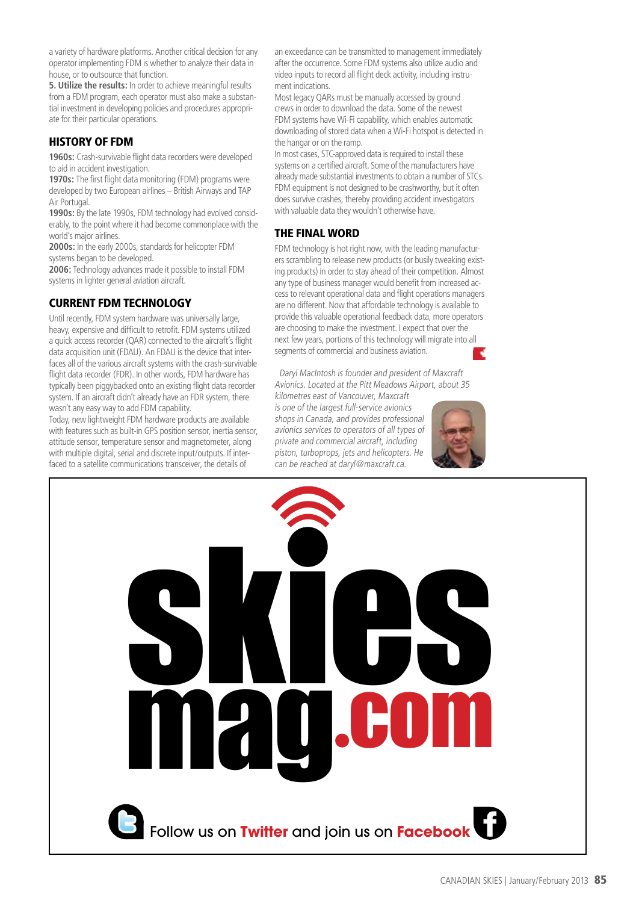a variety of hardware platforms. Another critical decision for any operator implementing FDM is whether to analyze their data in house, or to outsource that function.

**5. Utilize the results:** In order to achieve meaningful results from a FDM program, each operator must also make a substantial investment in developing policies and procedures appropriate for their particular operations.

## HISTORY OF FDM

**1960s:** Crash-survivable flight data recorders were developed to aid in accident investigation.

**1970s:** The first flight data monitoring (FDM) programs were developed by two European airlines – British Airways and TAP Air Portugal.

**1990s:** By the late 1990s, FDM technology had evolved considerably, to the point where it had become commonplace with the world's major airlines.

**2000s:** In the early 2000s, standards for helicopter FDM systems began to be developed.

**2006:** Technology advances made it possible to install FDM systems in lighter general aviation aircraft.

## CURRENT FDM TECHNOLOGY

Until recently, FDM system hardware was universally large, heavy, expensive and difficult to retrofit. FDM systems utilized a quick access recorder (QAR) connected to the aircraft's flight data acquisition unit (FDAU). An FDAU is the device that interfaces all of the various aircraft systems with the crash-survivable flight data recorder (FDR). In other words, FDM hardware has typically been piggybacked onto an existing flight data recorder system. If an aircraft didn't already have an FDR system, there wasn't any easy way to add FDM capability.

Today, new lightweight FDM hardware products are available with features such as built-in GPS position sensor, inertia sensor, attitude sensor, temperature sensor and magnetometer, along with multiple digital, serial and discrete input/outputs. If interfaced to a satellite communications transceiver, the details of an exceedance can be transmitted to management immediately after the occurrence. Some FDM systems also utilize audio and video inputs to record all flight deck activity, including instrument indications.

Most legacy QARs must be manually accessed by ground crews in order to download the data. Some of the newest FDM systems have Wi-Fi capability, which enables automatic downloading of stored data when a Wi-Fi hotspot is detected in the hangar or on the ramp.

In most cases, STC-approved data is required to install these systems on a certified aircraft. Some of the manufacturers have already made substantial investments to obtain a number of STCs. FDM equipment is not designed to be crashworthy, but it often does survive crashes, thereby providing accident investigators with valuable data they wouldn't otherwise have.

## THE FINAL WORD

FDM technology is hot right now, with the leading manufacturers scrambling to release new products (or busily tweaking existing products) in order to stay ahead of their competition. Almost any type of business manager would benefit from increased access to relevant operational data and flight operations managers are no different. Now that affordable technology is available to provide this valuable operational feedback data, more operators are choosing to make the investment. I expect that over the next few years, portions of this technology will migrate into all segments of commercial and business aviation.

*Daryl MacIntosh is founder and president of Maxcraft Avionics. Located at the Pitt Meadows Airport, about 35 kilometres east of Vancouver, Maxcraft is one of the largest full-service avionics shops in Canada, and provides professional avionics services to operators of all types of private and commercial aircraft, including piston, turboprops, jets and helicopters. He can be reached at daryl@maxcraft.ca.*

skiesmag.com

Follow us on **Twitter** and join us on **Facebook**